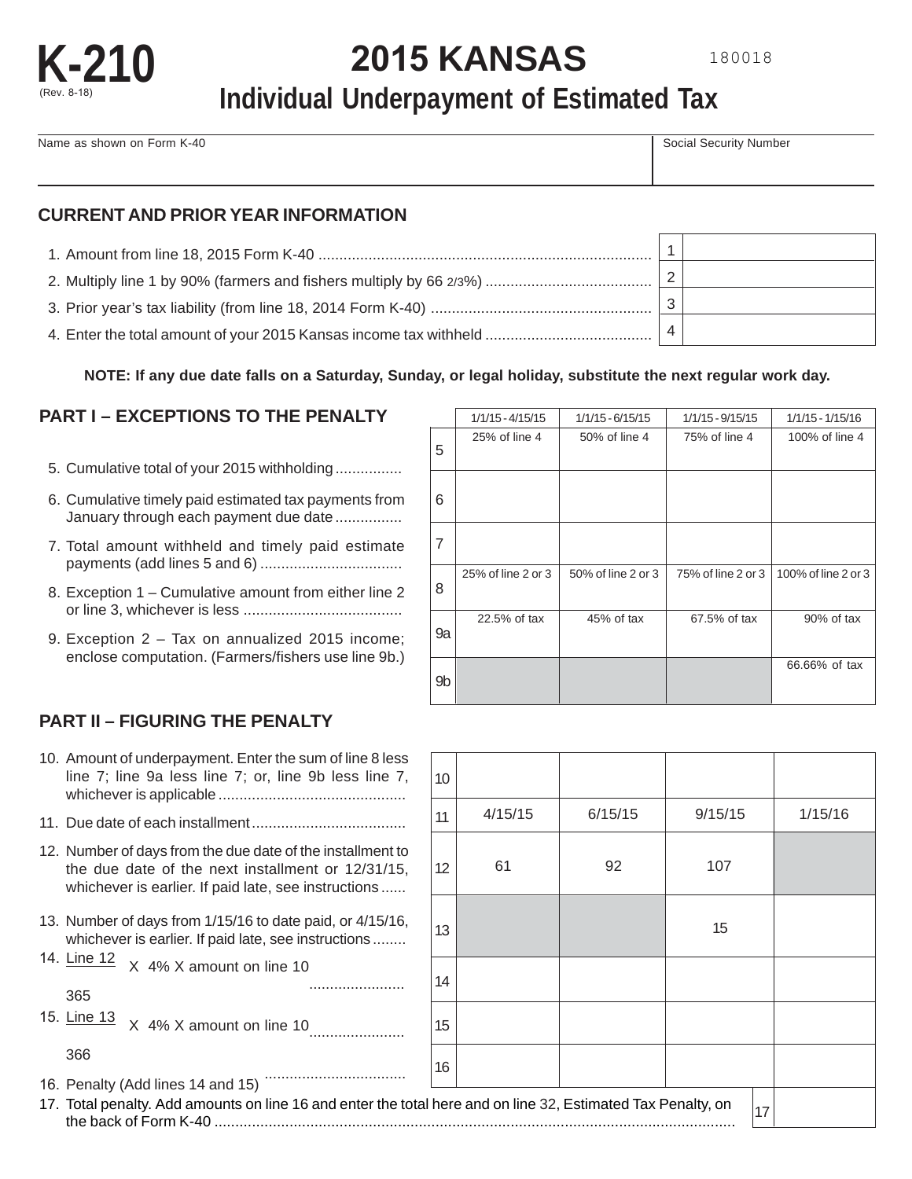# K-210

(Rev. 8-18)

# 2015 KANSAS

## Individual Underpayment of Estimated Tax

180018

| Name as shown on Form K-40 | Social Security Number |
|---|---|
| | |

### CURRENT AND PRIOR YEAR INFORMATION

| | | |
|---|---|---|
| 1. Amount from line 18, 2015 Form K-40 | 1 | |
| 2. Multiply line 1 by 90% (farmers and fishers multiply by 66 2/3%) | 2 | |
| 3. Prior year's tax liability (from line 18, 2014 Form K-40) | 3 | |
| 4. Enter the total amount of your 2015 Kansas income tax withheld | 4 | |

**NOTE: If any due date falls on a Saturday, Sunday, or legal holiday, substitute the next regular work day.**

### PART I – EXCEPTIONS TO THE PENALTY

| | | 1/1/15 - 4/15/15 | 1/1/15 - 6/15/15 | 1/1/15 - 9/15/15 | 1/1/15 - 1/15/16 |
|---|---|---|---|---|---|
| 5. Cumulative total of your 2015 withholding | 5 | 25% of line 4 | 50% of line 4 | 75% of line 4 | 100% of line 4 |
| 6. Cumulative timely paid estimated tax payments from January through each payment due date | 6 | | | | |
| 7. Total amount withheld and timely paid estimate payments (add lines 5 and 6) | 7 | | | | |
| 8. Exception 1 – Cumulative amount from either line 2 or line 3, whichever is less | 8 | 25% of line 2 or 3 | 50% of line 2 or 3 | 75% of line 2 or 3 | 100% of line 2 or 3 |
| 9. Exception 2 – Tax on annualized 2015 income; enclose computation. (Farmers/fishers use line 9b.) | 9a | 22.5% of tax | 45% of tax | 67.5% of tax | 90% of tax |
| | 9b | | | | 66.66% of tax |

### PART II – FIGURING THE PENALTY

| | | | | | |
|---|---|---|---|---|---|
| 10. Amount of underpayment. Enter the sum of line 8 less line 7; line 9a less line 7; or, line 9b less line 7, whichever is applicable | 10 | | | | |
| 11. Due date of each installment | 11 | 4/15/15 | 6/15/15 | 9/15/15 | 1/15/16 |
| 12. Number of days from the due date of the installment to the due date of the next installment or 12/31/15, whichever is earlier. If paid late, see instructions | 12 | 61 | 92 | 107 | |
| 13. Number of days from 1/15/16 to date paid, or 4/15/16, whichever is earlier. If paid late, see instructions | 13 | | | 15 | |
| 14. $\frac{\text{Line 12}}{365}$ X 4% X amount on line 10 | 14 | | | | |
| 15. $\frac{\text{Line 13}}{366}$ X 4% X amount on line 10 | 15 | | | | |
| 16. Penalty (Add lines 14 and 15) | 16 | | | | |

| | | |
|---|---|---|
| 17. Total penalty. Add amounts on line 16 and enter the total here and on line 32, Estimated Tax Penalty, on the back of Form K-40 | 17 | |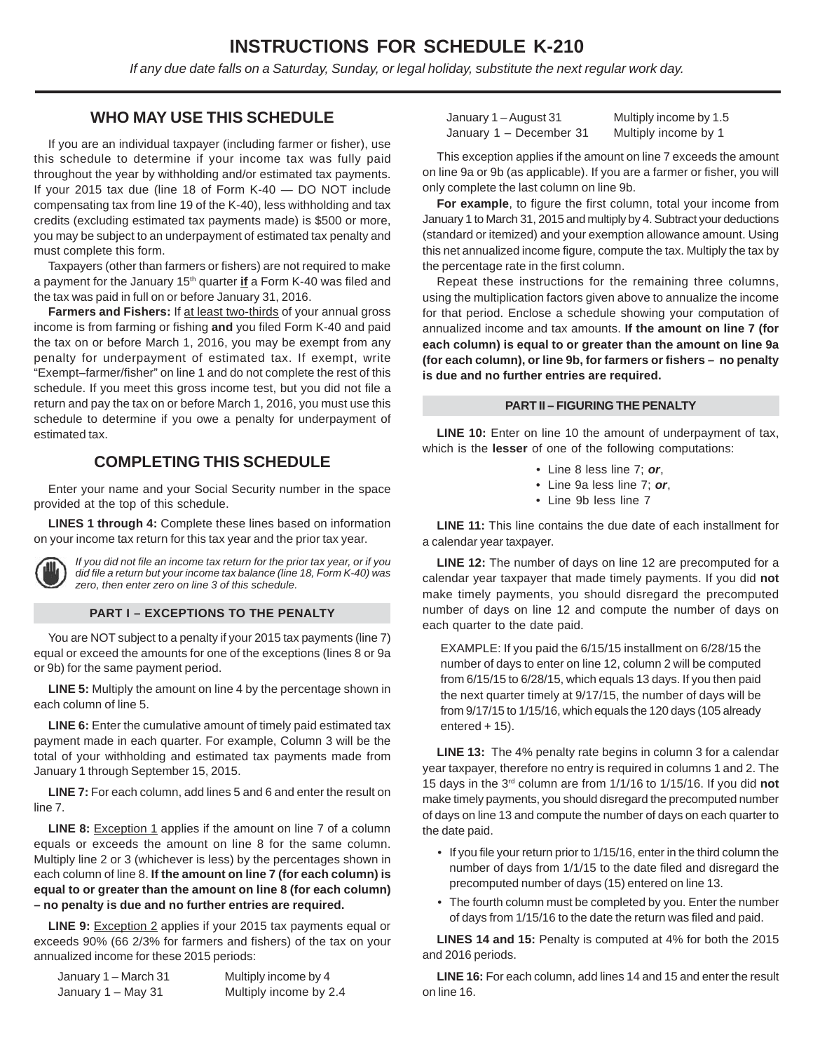# INSTRUCTIONS FOR SCHEDULE K-210

*If any due date falls on a Saturday, Sunday, or legal holiday, substitute the next regular work day.*

## WHO MAY USE THIS SCHEDULE

If you are an individual taxpayer (including farmer or fisher), use this schedule to determine if your income tax was fully paid throughout the year by withholding and/or estimated tax payments. If your 2015 tax due (line 18 of Form K-40 — DO NOT include compensating tax from line 19 of the K-40), less withholding and tax credits (excluding estimated tax payments made) is $500 or more, you may be subject to an underpayment of estimated tax penalty and must complete this form.

Taxpayers (other than farmers or fishers) are not required to make a payment for the January 15th quarter **if** a Form K-40 was filed and the tax was paid in full on or before January 31, 2016.

**Farmers and Fishers:** If at least two-thirds of your annual gross income is from farming or fishing **and** you filed Form K-40 and paid the tax on or before March 1, 2016, you may be exempt from any penalty for underpayment of estimated tax. If exempt, write "Exempt–farmer/fisher" on line 1 and do not complete the rest of this schedule. If you meet this gross income test, but you did not file a return and pay the tax on or before March 1, 2016, you must use this schedule to determine if you owe a penalty for underpayment of estimated tax.

## COMPLETING THIS SCHEDULE

Enter your name and your Social Security number in the space provided at the top of this schedule.

**LINES 1 through 4:** Complete these lines based on information on your income tax return for this tax year and the prior tax year.

*If you did not file an income tax return for the prior tax year, or if you did file a return but your income tax balance (line 18, Form K-40) was zero, then enter zero on line 3 of this schedule.*

### PART I – EXCEPTIONS TO THE PENALTY

You are NOT subject to a penalty if your 2015 tax payments (line 7) equal or exceed the amounts for one of the exceptions (lines 8 or 9a or 9b) for the same payment period.

**LINE 5:** Multiply the amount on line 4 by the percentage shown in each column of line 5.

**LINE 6:** Enter the cumulative amount of timely paid estimated tax payment made in each quarter. For example, Column 3 will be the total of your withholding and estimated tax payments made from January 1 through September 15, 2015.

**LINE 7:** For each column, add lines 5 and 6 and enter the result on line 7.

**LINE 8:** Exception 1 applies if the amount on line 7 of a column equals or exceeds the amount on line 8 for the same column. Multiply line 2 or 3 (whichever is less) by the percentages shown in each column of line 8. **If the amount on line 7 (for each column) is equal to or greater than the amount on line 8 (for each column) – no penalty is due and no further entries are required.**

**LINE 9:** Exception 2 applies if your 2015 tax payments equal or exceeds 90% (66 2/3% for farmers and fishers) of the tax on your annualized income for these 2015 periods:

| | |
|---|---|
| January 1 – March 31 | Multiply income by 4 |
| January 1 – May 31 | Multiply income by 2.4 |
| January 1 – August 31 | Multiply income by 1.5 |
| January 1 – December 31 | Multiply income by 1 |

This exception applies if the amount on line 7 exceeds the amount on line 9a or 9b (as applicable). If you are a farmer or fisher, you will only complete the last column on line 9b.

**For example**, to figure the first column, total your income from January 1 to March 31, 2015 and multiply by 4. Subtract your deductions (standard or itemized) and your exemption allowance amount. Using this net annualized income figure, compute the tax. Multiply the tax by the percentage rate in the first column.

Repeat these instructions for the remaining three columns, using the multiplication factors given above to annualize the income for that period. Enclose a schedule showing your computation of annualized income and tax amounts. **If the amount on line 7 (for each column) is equal to or greater than the amount on line 9a (for each column), or line 9b, for farmers or fishers – no penalty is due and no further entries are required.**

### PART II – FIGURING THE PENALTY

**LINE 10:** Enter on line 10 the amount of underpayment of tax, which is the **lesser** of one of the following computations:

- Line 8 less line 7; ***or***,
- Line 9a less line 7; ***or***,
- Line 9b less line 7

**LINE 11:** This line contains the due date of each installment for a calendar year taxpayer.

**LINE 12:** The number of days on line 12 are precomputed for a calendar year taxpayer that made timely payments. If you did **not** make timely payments, you should disregard the precomputed number of days on line 12 and compute the number of days on each quarter to the date paid.

EXAMPLE: If you paid the 6/15/15 installment on 6/28/15 the number of days to enter on line 12, column 2 will be computed from 6/15/15 to 6/28/15, which equals 13 days. If you then paid the next quarter timely at 9/17/15, the number of days will be from 9/17/15 to 1/15/16, which equals the 120 days (105 already entered + 15).

**LINE 13:** The 4% penalty rate begins in column 3 for a calendar year taxpayer, therefore no entry is required in columns 1 and 2. The 15 days in the 3rd column are from 1/1/16 to 1/15/16. If you did **not** make timely payments, you should disregard the precomputed number of days on line 13 and compute the number of days on each quarter to the date paid.

- If you file your return prior to 1/15/16, enter in the third column the number of days from 1/1/15 to the date filed and disregard the precomputed number of days (15) entered on line 13.
- The fourth column must be completed by you. Enter the number of days from 1/15/16 to the date the return was filed and paid.

**LINES 14 and 15:** Penalty is computed at 4% for both the 2015 and 2016 periods.

**LINE 16:** For each column, add lines 14 and 15 and enter the result on line 16.